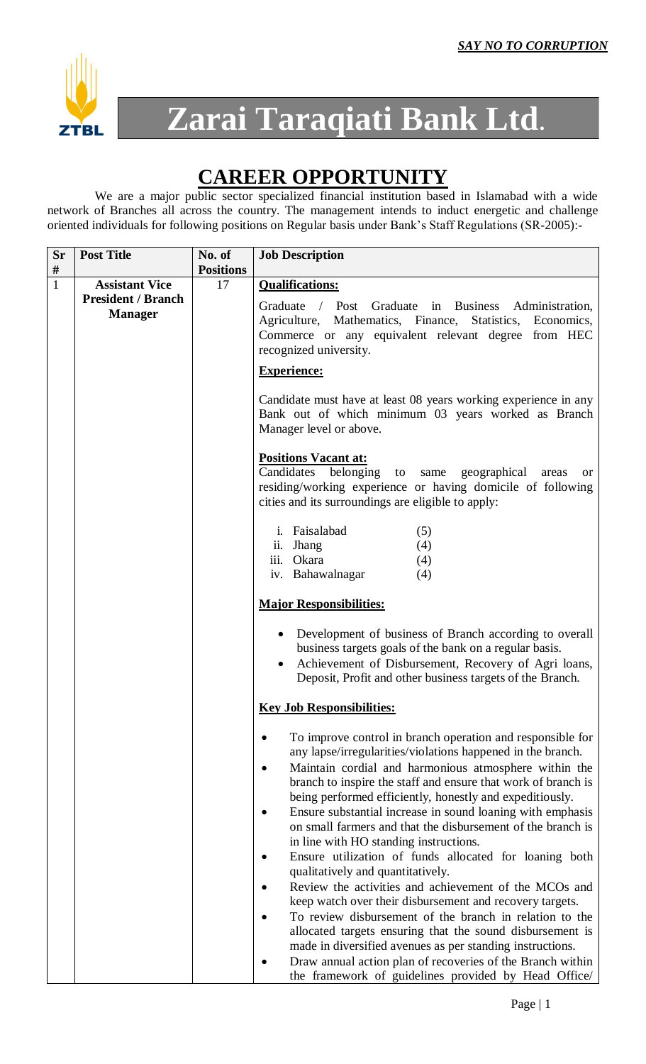***SAY NO TO CORRUPTION***

# Zarai Taraqiati Bank Ltd.

## CAREER OPPORTUNITY

We are a major public sector specialized financial institution based in Islamabad with a wide network of Branches all across the country. The management intends to induct energetic and challenge oriented individuals for following positions on Regular basis under Bank's Staff Regulations (SR-2005):-

| Sr # | Post Title | No. of Positions | Job Description |
| --- | --- | --- | --- |
| 1 | **Assistant Vice President / Branch Manager** | 17 | **Qualifications:**<br>Graduate / Post Graduate in Business Administration, Agriculture, Mathematics, Finance, Statistics, Economics, Commerce or any equivalent relevant degree from HEC recognized university.<br><br>**Experience:**<br>Candidate must have at least 08 years working experience in any Bank out of which minimum 03 years worked as Branch Manager level or above.<br><br>**Positions Vacant at:**<br>Candidates belonging to same geographical areas or residing/working experience or having domicile of following cities and its surroundings are eligible to apply:<br>i. Faisalabad (5)<br>ii. Jhang (4)<br>iii. Okara (4)<br>iv. Bahawalnagar (4)<br><br>**Major Responsibilities:**<br>• Development of business of Branch according to overall business targets goals of the bank on a regular basis.<br>• Achievement of Disbursement, Recovery of Agri loans, Deposit, Profit and other business targets of the Branch.<br><br>**Key Job Responsibilities:**<br>• To improve control in branch operation and responsible for any lapse/irregularities/violations happened in the branch.<br>• Maintain cordial and harmonious atmosphere within the branch to inspire the staff and ensure that work of branch is being performed efficiently, honestly and expeditiously.<br>• Ensure substantial increase in sound loaning with emphasis on small farmers and that the disbursement of the branch is in line with HO standing instructions.<br>• Ensure utilization of funds allocated for loaning both qualitatively and quantitatively.<br>• Review the activities and achievement of the MCOs and keep watch over their disbursement and recovery targets.<br>• To review disbursement of the branch in relation to the allocated targets ensuring that the sound disbursement is made in diversified avenues as per standing instructions.<br>• Draw annual action plan of recoveries of the Branch within the framework of guidelines provided by Head Office/ |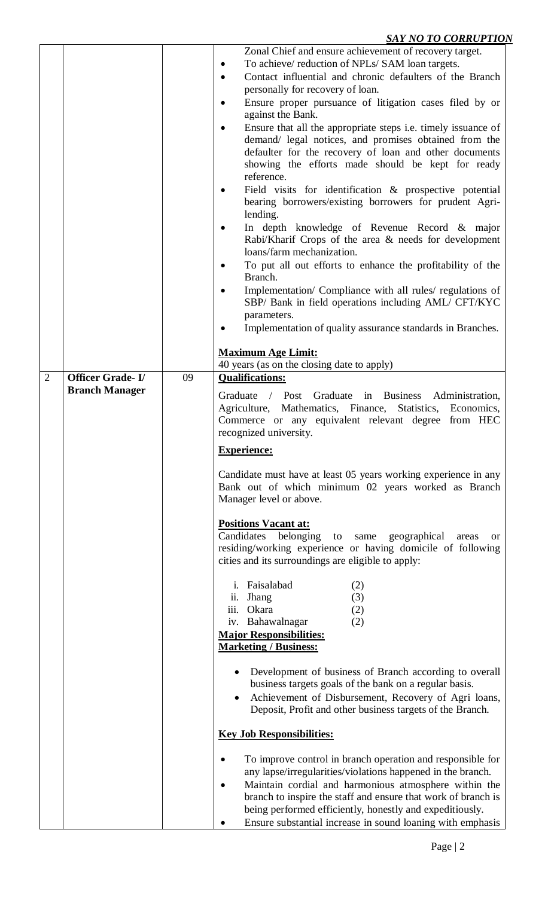***SAY NO TO CORRUPTION***

| | | | |
|---|---|---|---|
| | | | Zonal Chief and ensure achievement of recovery target.<br>• To achieve/ reduction of NPLs/ SAM loan targets.<br>• Contact influential and chronic defaulters of the Branch personally for recovery of loan.<br>• Ensure proper pursuance of litigation cases filed by or against the Bank.<br>• Ensure that all the appropriate steps i.e. timely issuance of demand/ legal notices, and promises obtained from the defaulter for the recovery of loan and other documents showing the efforts made should be kept for ready reference.<br>• Field visits for identification & prospective potential bearing borrowers/existing borrowers for prudent Agri-lending.<br>• In depth knowledge of Revenue Record & major Rabi/Kharif Crops of the area & needs for development loans/farm mechanization.<br>• To put all out efforts to enhance the profitability of the Branch.<br>• Implementation/ Compliance with all rules/ regulations of SBP/ Bank in field operations including AML/ CFT/KYC parameters.<br>• Implementation of quality assurance standards in Branches.<br><br>**<u>Maximum Age Limit:</u>**<br>40 years (as on the closing date to apply) |
| 2 | **Officer Grade- I/ Branch Manager** | 09 | **<u>Qualifications:</u>**<br>Graduate / Post Graduate in Business Administration, Agriculture, Mathematics, Finance, Statistics, Economics, Commerce or any equivalent relevant degree from HEC recognized university.<br><br>**<u>Experience:</u>**<br>Candidate must have at least 05 years working experience in any Bank out of which minimum 02 years worked as Branch Manager level or above.<br><br>**<u>Positions Vacant at:</u>**<br>Candidates belonging to same geographical areas or residing/working experience or having domicile of following cities and its surroundings are eligible to apply:<br><br>i. Faisalabad (2)<br>ii. Jhang (3)<br>iii. Okara (2)<br>iv. Bahawalnagar (2)<br>**<u>Major Responsibilities:</u>**<br>**<u>Marketing / Business:</u>**<br>• Development of business of Branch according to overall business targets goals of the bank on a regular basis.<br>• Achievement of Disbursement, Recovery of Agri loans, Deposit, Profit and other business targets of the Branch.<br><br>**<u>Key Job Responsibilities:</u>**<br>• To improve control in branch operation and responsible for any lapse/irregularities/violations happened in the branch.<br>• Maintain cordial and harmonious atmosphere within the branch to inspire the staff and ensure that work of branch is being performed efficiently, honestly and expeditiously.<br>• Ensure substantial increase in sound loaning with emphasis |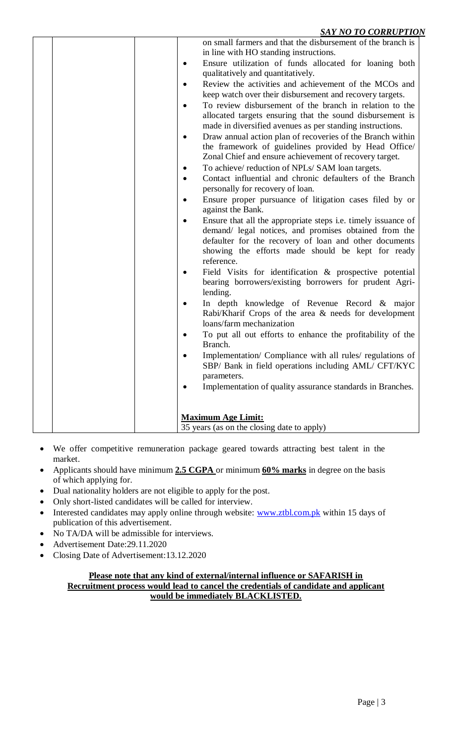| | | | |
|---|---|---|---|
| | | | on small farmers and that the disbursement of the branch is in line with HO standing instructions.<br>• Ensure utilization of funds allocated for loaning both qualitatively and quantitatively.<br>• Review the activities and achievement of the MCOs and keep watch over their disbursement and recovery targets.<br>• To review disbursement of the branch in relation to the allocated targets ensuring that the sound disbursement is made in diversified avenues as per standing instructions.<br>• Draw annual action plan of recoveries of the Branch within the framework of guidelines provided by Head Office/ Zonal Chief and ensure achievement of recovery target.<br>• To achieve/ reduction of NPLs/ SAM loan targets.<br>• Contact influential and chronic defaulters of the Branch personally for recovery of loan.<br>• Ensure proper pursuance of litigation cases filed by or against the Bank.<br>• Ensure that all the appropriate steps i.e. timely issuance of demand/ legal notices, and promises obtained from the defaulter for the recovery of loan and other documents showing the efforts made should be kept for ready reference.<br>• Field Visits for identification & prospective potential bearing borrowers/existing borrowers for prudent Agri-lending.<br>• In depth knowledge of Revenue Record & major Rabi/Kharif Crops of the area & needs for development loans/farm mechanization<br>• To put all out efforts to enhance the profitability of the Branch.<br>• Implementation/ Compliance with all rules/ regulations of SBP/ Bank in field operations including AML/ CFT/KYC parameters.<br>• Implementation of quality assurance standards in Branches.<br><br>**Maximum Age Limit:**<br>35 years (as on the closing date to apply) |

- We offer competitive remuneration package geared towards attracting best talent in the market.
- Applicants should have minimum **2.5 CGPA** or minimum **60% marks** in degree on the basis of which applying for.
- Dual nationality holders are not eligible to apply for the post.
- Only short-listed candidates will be called for interview.
- Interested candidates may apply online through website: www.ztbl.com.pk within 15 days of publication of this advertisement.
- No TA/DA will be admissible for interviews.
- Advertisement Date:29.11.2020
- Closing Date of Advertisement:13.12.2020

**Please note that any kind of external/internal influence or SAFARISH in Recruitment process would lead to cancel the credentials of candidate and applicant would be immediately BLACKLISTED.**